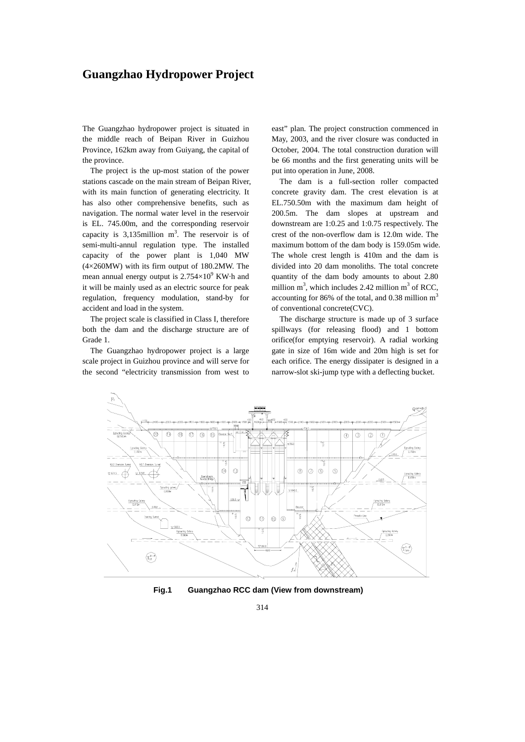# Guangzhao Hydropower Project

The Guangzhao hydropower project is situated in the middle reach of Beipan River in Guizhou Province, 162km away from Guiyang, the capital of the province.

The project is the up-most station of the power stations cascade on the main stream of Beipan River, with its main function of generating electricity. It has also other comprehensive benefits, such as navigation. The normal water level in the reservoir is EL. 745.00m, and the corresponding reservoir capacity is 3,135million $m^3$. The reservoir is of semi-multi-annul regulation type. The installed capacity of the power plant is 1,040 MW (4×260MW) with its firm output of 180.2MW. The mean annual energy output is $2.754\times10^9$ KW·h and it will be mainly used as an electric source for peak regulation, frequency modulation, stand-by for accident and load in the system.

The project scale is classified in Class I, therefore both the dam and the discharge structure are of Grade 1.

The Guangzhao hydropower project is a large scale project in Guizhou province and will serve for the second "electricity transmission from west to east" plan. The project construction commenced in May, 2003, and the river closure was conducted in October, 2004. The total construction duration will be 66 months and the first generating units will be put into operation in June, 2008.

The dam is a full-section roller compacted concrete gravity dam. The crest elevation is at EL.750.50m with the maximum dam height of 200.5m. The dam slopes at upstream and downstream are 1:0.25 and 1:0.75 respectively. The crest of the non-overflow dam is 12.0m wide. The maximum bottom of the dam body is 159.05m wide. The whole crest length is 410m and the dam is divided into 20 dam monoliths. The total concrete quantity of the dam body amounts to about 2.80 million $m^3$, which includes 2.42 million $m^3$ of RCC, accounting for 86% of the total, and 0.38 million $m^3$ of conventional concrete(CVC).

The discharge structure is made up of 3 surface spillways (for releasing flood) and 1 bottom orifice(for emptying reservoir). A radial working gate in size of 16m wide and 20m high is set for each orifice. The energy dissipater is designed in a narrow-slot ski-jump type with a deflecting bucket.

**Fig.1 Guangzhao RCC dam (View from downstream)**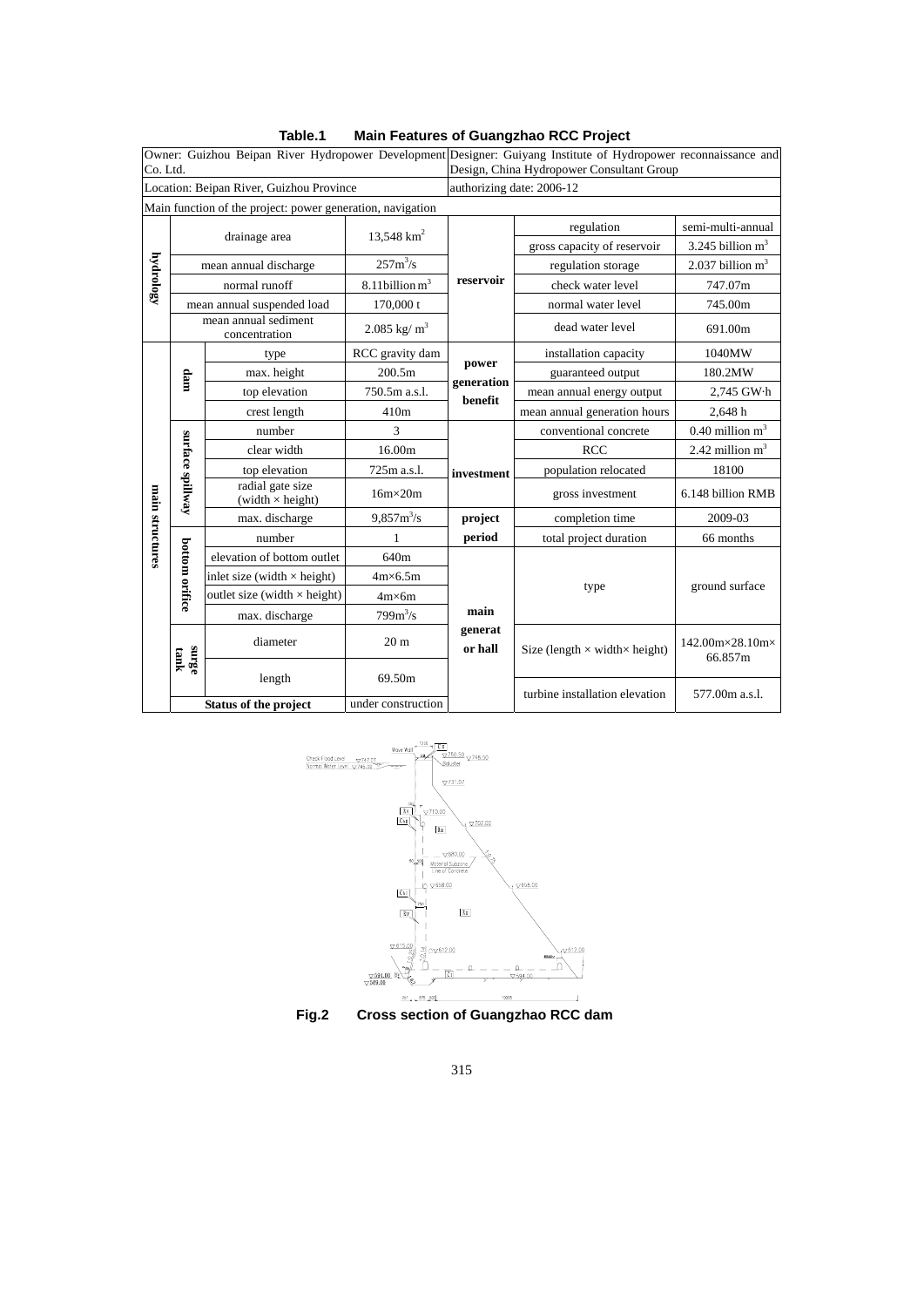**Table.1 Main Features of Guangzhao RCC Project**

| | | | | | | |
|---|---|---|---|---|---|---|
| Owner: Guizhou Beipan River Hydropower Development Co. Ltd. | | | | Designer: Guiyang Institute of Hydropower reconnaissance and Design, China Hydropower Consultant Group | | |
| Location: Beipan River, Guizhou Province | | | | authorizing date: 2006-12 | | |
| Main function of the project: power generation, navigation | | | | | | |
| hydrology | drainage area | | $13{,}548\ km^2$ | reservoir | regulation | semi-multi-annual |
| | | | | | gross capacity of reservoir | 3.245 billion $m^3$ |
| | mean annual discharge | | $257 m^3/s$ | | regulation storage | 2.037 billion $m^3$ |
| | normal runoff | | 8.11billion $m^3$ | | check water level | 747.07m |
| | mean annual suspended load | | 170,000 t | | normal water level | 745.00m |
| | mean annual sediment concentration | | $2.085\ kg/m^3$ | | dead water level | 691.00m |
| main structures | dam | type | RCC gravity dam | power generation benefit | installation capacity | 1040MW |
| | | max. height | 200.5m | | guaranteed output | 180.2MW |
| | | top elevation | 750.5m a.s.l. | | mean annual energy output | 2,745 GW·h |
| | | crest length | 410m | | mean annual generation hours | 2,648 h |
| | surface spillway | number | 3 | investment | conventional concrete | 0.40 million $m^3$ |
| | | clear width | 16.00m | | RCC | 2.42 million $m^3$ |
| | | top elevation | 725m a.s.l. | | population relocated | 18100 |
| | | radial gate size (width × height) | 16m×20m | | gross investment | 6.148 billion RMB |
| | | max. discharge | $9{,}857 m^3/s$ | project period | completion time | 2009-03 |
| | bottom orifice | number | 1 | | total project duration | 66 months |
| | | elevation of bottom outlet | 640m | main generator hall | type | ground surface |
| | | inlet size (width × height) | 4m×6.5m | | | |
| | | outlet size (width × height) | 4m×6m | | | |
| | | max. discharge | $799 m^3/s$ | | | |
| | surge tank | diameter | 20 m | | Size (length × width× height) | 142.00m×28.10m× 66.857m |
| | | length | 69.50m | | turbine installation elevation | 577.00m a.s.l. |
| | **Status of the project** | | under construction | | | |

**Fig.2 Cross section of Guangzhao RCC dam**